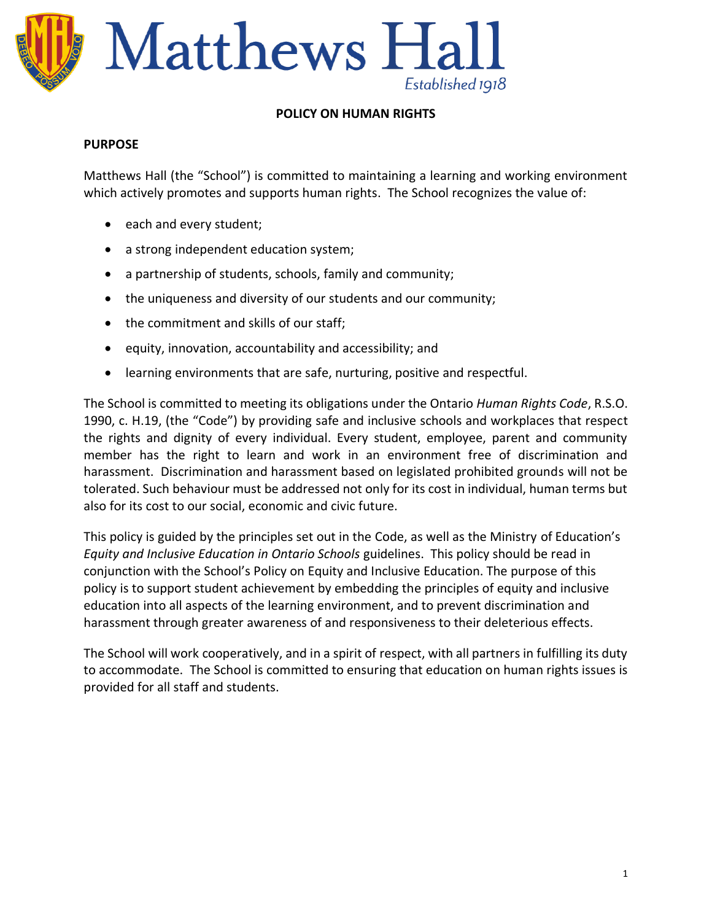# Matthews Hall

*Established 1918*

## POLICY ON HUMAN RIGHTS

### PURPOSE

Matthews Hall (the "School") is committed to maintaining a learning and working environment which actively promotes and supports human rights. The School recognizes the value of:

- each and every student;
- a strong independent education system;
- a partnership of students, schools, family and community;
- the uniqueness and diversity of our students and our community;
- the commitment and skills of our staff;
- equity, innovation, accountability and accessibility; and
- learning environments that are safe, nurturing, positive and respectful.

The School is committed to meeting its obligations under the Ontario *Human Rights Code*, R.S.O. 1990, c. H.19, (the "Code") by providing safe and inclusive schools and workplaces that respect the rights and dignity of every individual. Every student, employee, parent and community member has the right to learn and work in an environment free of discrimination and harassment. Discrimination and harassment based on legislated prohibited grounds will not be tolerated. Such behaviour must be addressed not only for its cost in individual, human terms but also for its cost to our social, economic and civic future.

This policy is guided by the principles set out in the Code, as well as the Ministry of Education's *Equity and Inclusive Education in Ontario Schools* guidelines. This policy should be read in conjunction with the School's Policy on Equity and Inclusive Education. The purpose of this policy is to support student achievement by embedding the principles of equity and inclusive education into all aspects of the learning environment, and to prevent discrimination and harassment through greater awareness of and responsiveness to their deleterious effects.

The School will work cooperatively, and in a spirit of respect, with all partners in fulfilling its duty to accommodate. The School is committed to ensuring that education on human rights issues is provided for all staff and students.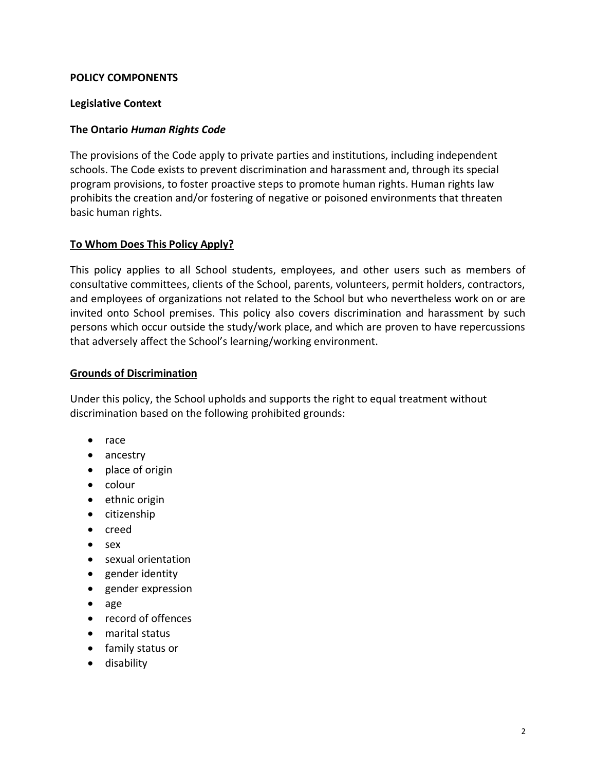**POLICY COMPONENTS**

**Legislative Context**

**The Ontario *Human Rights Code***

The provisions of the Code apply to private parties and institutions, including independent schools. The Code exists to prevent discrimination and harassment and, through its special program provisions, to foster proactive steps to promote human rights. Human rights law prohibits the creation and/or fostering of negative or poisoned environments that threaten basic human rights.

**<u>To Whom Does This Policy Apply?</u>**

This policy applies to all School students, employees, and other users such as members of consultative committees, clients of the School, parents, volunteers, permit holders, contractors, and employees of organizations not related to the School but who nevertheless work on or are invited onto School premises. This policy also covers discrimination and harassment by such persons which occur outside the study/work place, and which are proven to have repercussions that adversely affect the School's learning/working environment.

**<u>Grounds of Discrimination</u>**

Under this policy, the School upholds and supports the right to equal treatment without discrimination based on the following prohibited grounds:

- race
- ancestry
- place of origin
- colour
- ethnic origin
- citizenship
- creed
- sex
- sexual orientation
- gender identity
- gender expression
- age
- record of offences
- marital status
- family status or
- disability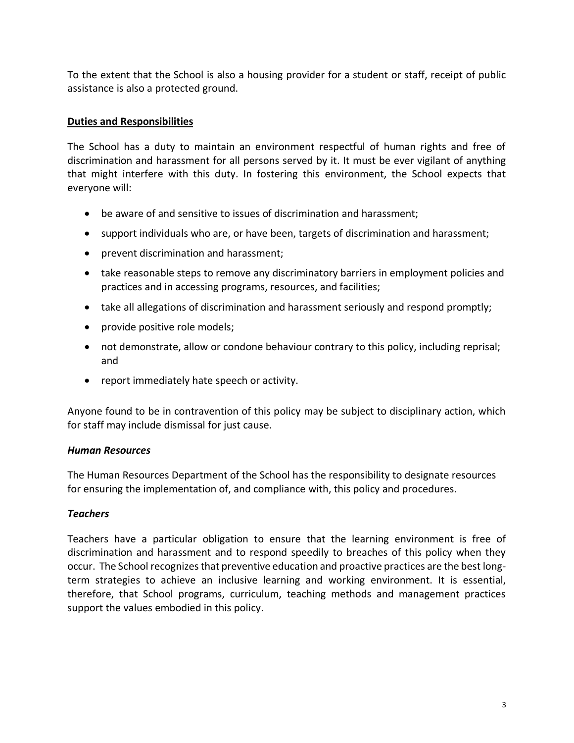To the extent that the School is also a housing provider for a student or staff, receipt of public assistance is also a protected ground.

## **Duties and Responsibilities**

The School has a duty to maintain an environment respectful of human rights and free of discrimination and harassment for all persons served by it. It must be ever vigilant of anything that might interfere with this duty. In fostering this environment, the School expects that everyone will:

- be aware of and sensitive to issues of discrimination and harassment;
- support individuals who are, or have been, targets of discrimination and harassment;
- prevent discrimination and harassment;
- take reasonable steps to remove any discriminatory barriers in employment policies and practices and in accessing programs, resources, and facilities;
- take all allegations of discrimination and harassment seriously and respond promptly;
- provide positive role models;
- not demonstrate, allow or condone behaviour contrary to this policy, including reprisal; and
- report immediately hate speech or activity.

Anyone found to be in contravention of this policy may be subject to disciplinary action, which for staff may include dismissal for just cause.

### ***Human Resources***

The Human Resources Department of the School has the responsibility to designate resources for ensuring the implementation of, and compliance with, this policy and procedures.

### ***Teachers***

Teachers have a particular obligation to ensure that the learning environment is free of discrimination and harassment and to respond speedily to breaches of this policy when they occur. The School recognizes that preventive education and proactive practices are the best long-term strategies to achieve an inclusive learning and working environment. It is essential, therefore, that School programs, curriculum, teaching methods and management practices support the values embodied in this policy.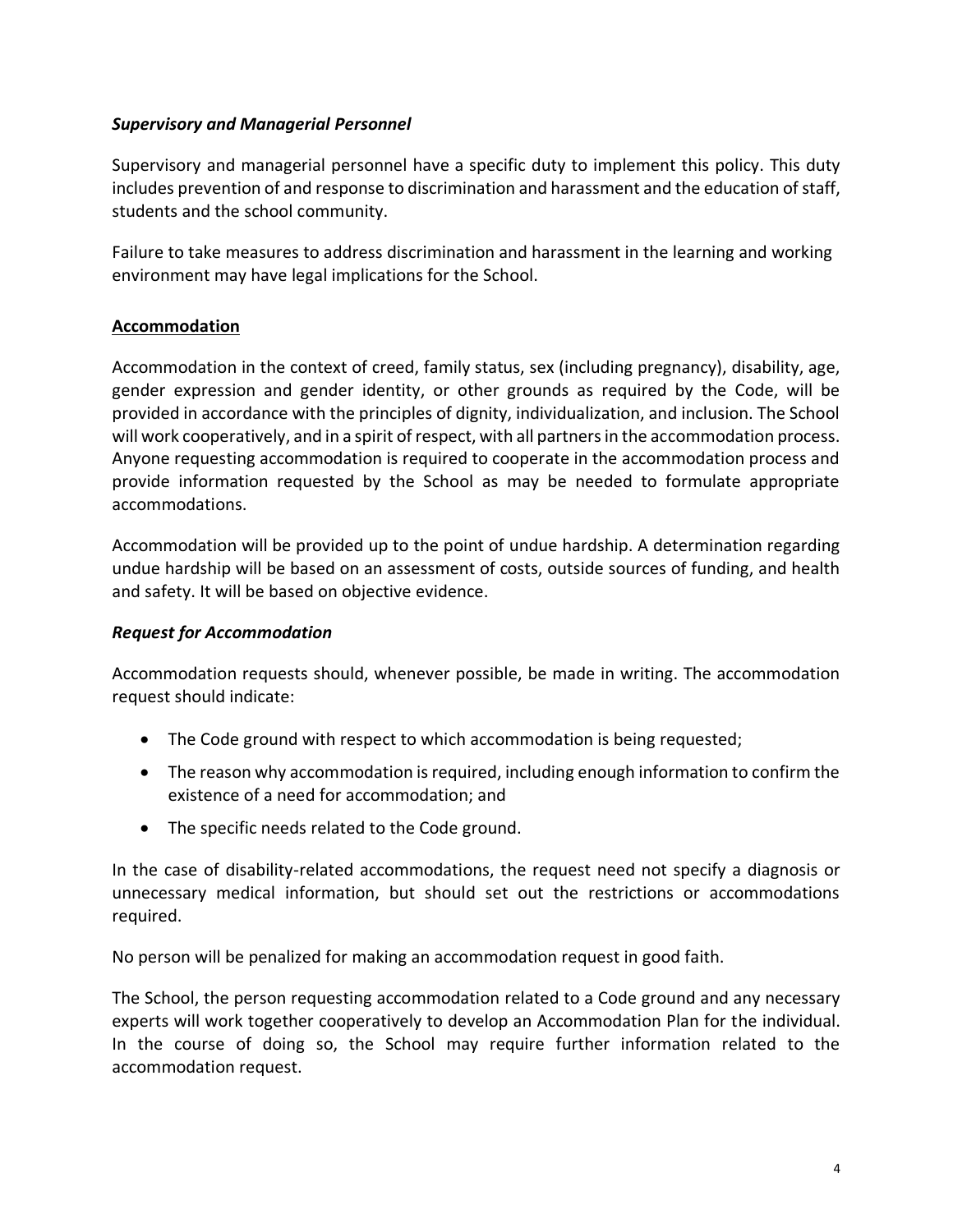***Supervisory and Managerial Personnel***

Supervisory and managerial personnel have a specific duty to implement this policy. This duty includes prevention of and response to discrimination and harassment and the education of staff, students and the school community.

Failure to take measures to address discrimination and harassment in the learning and working environment may have legal implications for the School.

**Accommodation**

Accommodation in the context of creed, family status, sex (including pregnancy), disability, age, gender expression and gender identity, or other grounds as required by the Code, will be provided in accordance with the principles of dignity, individualization, and inclusion. The School will work cooperatively, and in a spirit of respect, with all partners in the accommodation process. Anyone requesting accommodation is required to cooperate in the accommodation process and provide information requested by the School as may be needed to formulate appropriate accommodations.

Accommodation will be provided up to the point of undue hardship. A determination regarding undue hardship will be based on an assessment of costs, outside sources of funding, and health and safety. It will be based on objective evidence.

***Request for Accommodation***

Accommodation requests should, whenever possible, be made in writing. The accommodation request should indicate:

- The Code ground with respect to which accommodation is being requested;
- The reason why accommodation is required, including enough information to confirm the existence of a need for accommodation; and
- The specific needs related to the Code ground.

In the case of disability-related accommodations, the request need not specify a diagnosis or unnecessary medical information, but should set out the restrictions or accommodations required.

No person will be penalized for making an accommodation request in good faith.

The School, the person requesting accommodation related to a Code ground and any necessary experts will work together cooperatively to develop an Accommodation Plan for the individual. In the course of doing so, the School may require further information related to the accommodation request.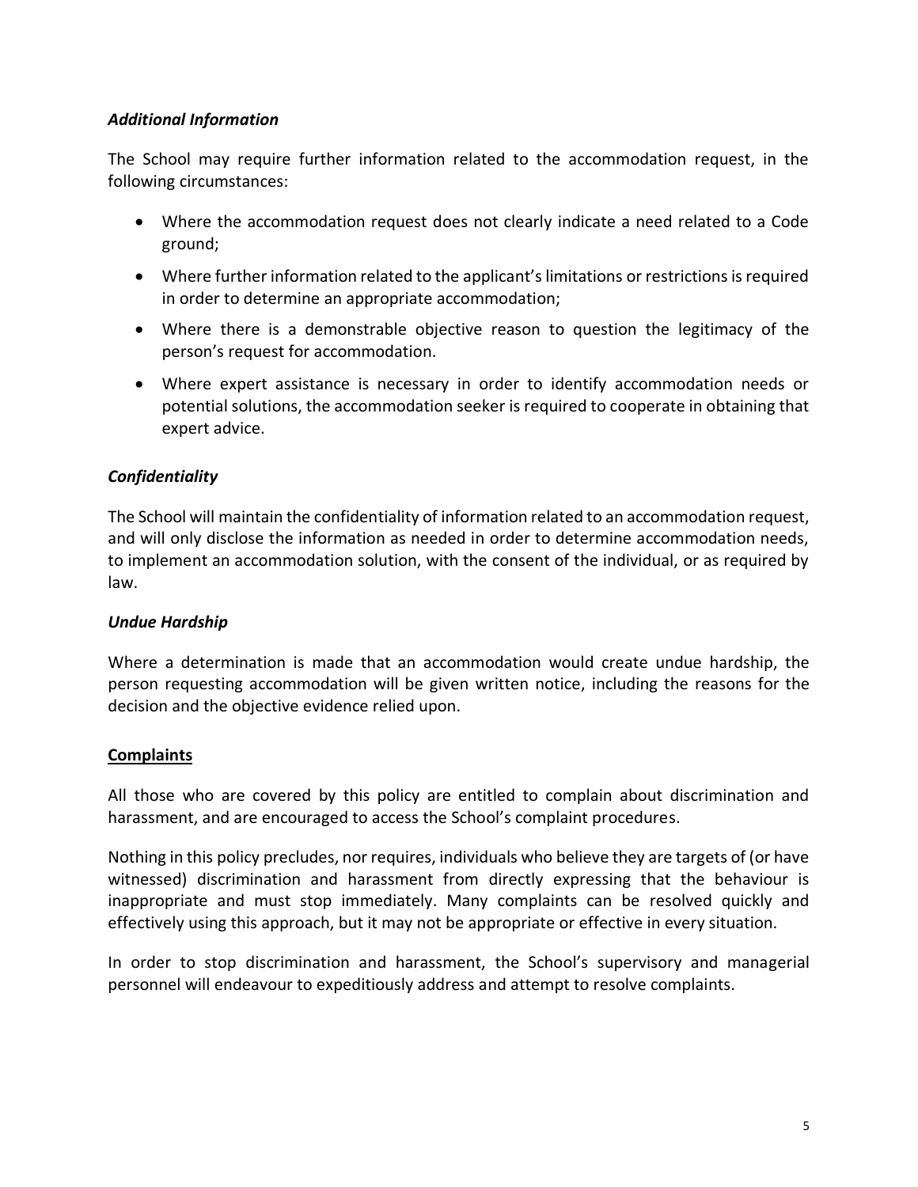***Additional Information***

The School may require further information related to the accommodation request, in the following circumstances:

- Where the accommodation request does not clearly indicate a need related to a Code ground;
- Where further information related to the applicant's limitations or restrictions is required in order to determine an appropriate accommodation;
- Where there is a demonstrable objective reason to question the legitimacy of the person's request for accommodation.
- Where expert assistance is necessary in order to identify accommodation needs or potential solutions, the accommodation seeker is required to cooperate in obtaining that expert advice.

***Confidentiality***

The School will maintain the confidentiality of information related to an accommodation request, and will only disclose the information as needed in order to determine accommodation needs, to implement an accommodation solution, with the consent of the individual, or as required by law.

***Undue Hardship***

Where a determination is made that an accommodation would create undue hardship, the person requesting accommodation will be given written notice, including the reasons for the decision and the objective evidence relied upon.

**Complaints**

All those who are covered by this policy are entitled to complain about discrimination and harassment, and are encouraged to access the School's complaint procedures.

Nothing in this policy precludes, nor requires, individuals who believe they are targets of (or have witnessed) discrimination and harassment from directly expressing that the behaviour is inappropriate and must stop immediately. Many complaints can be resolved quickly and effectively using this approach, but it may not be appropriate or effective in every situation.

In order to stop discrimination and harassment, the School's supervisory and managerial personnel will endeavour to expeditiously address and attempt to resolve complaints.